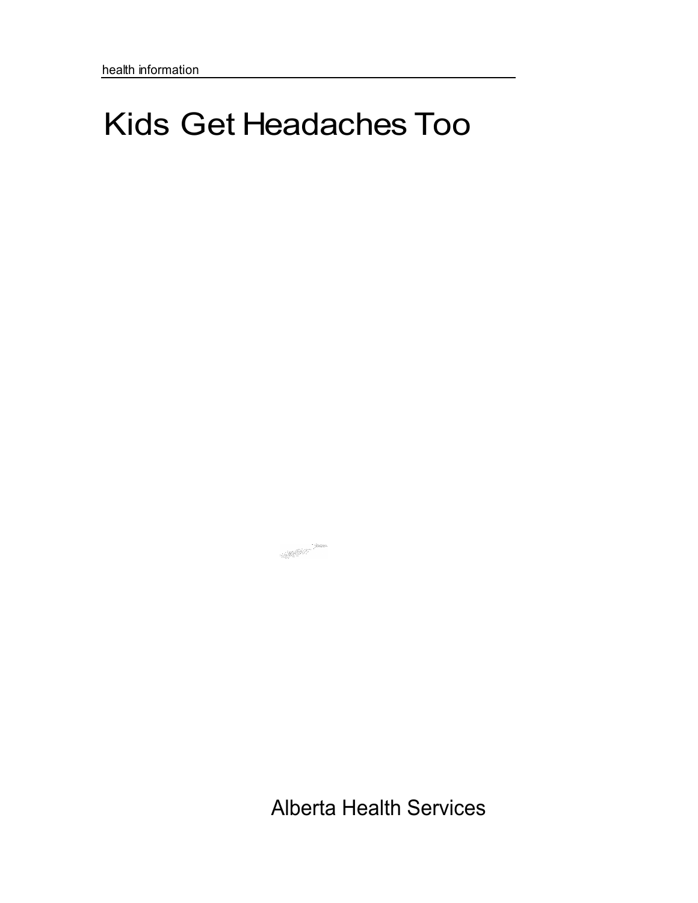health information

# Kids Get Headaches Too

Alberta Health Services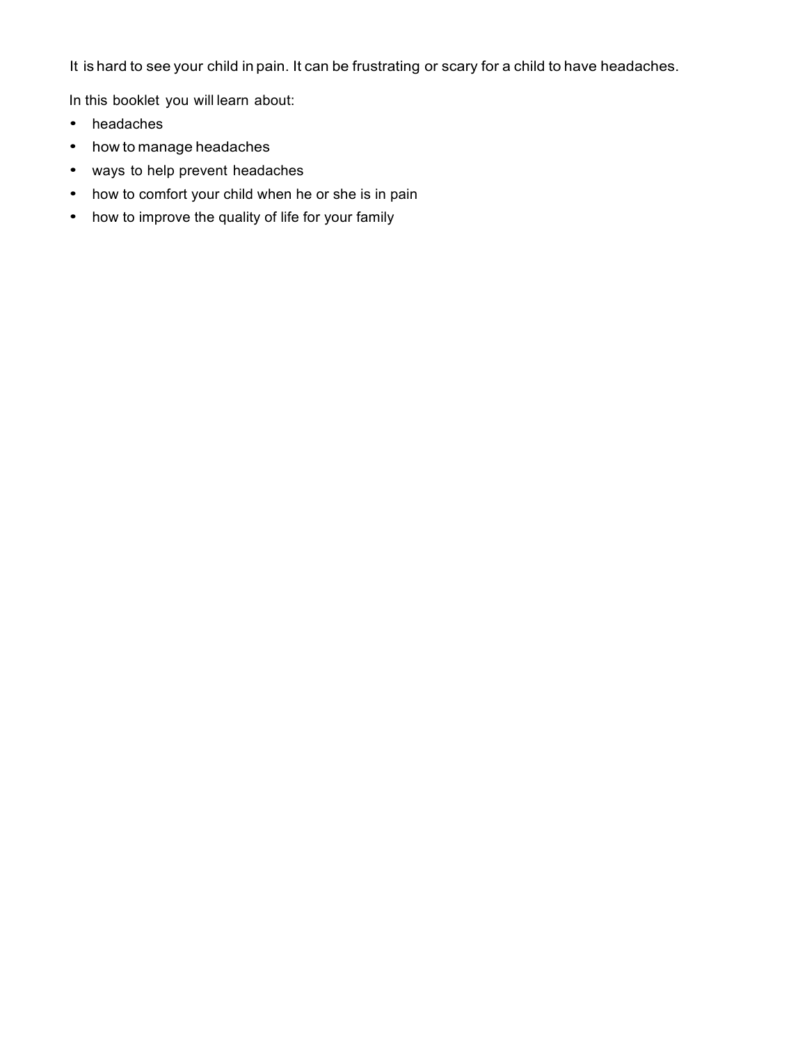It is hard to see your child in pain. It can be frustrating or scary for a child to have headaches.

In this booklet you will learn about:

- headaches
- how to manage headaches
- ways to help prevent headaches
- how to comfort your child when he or she is in pain
- how to improve the quality of life for your family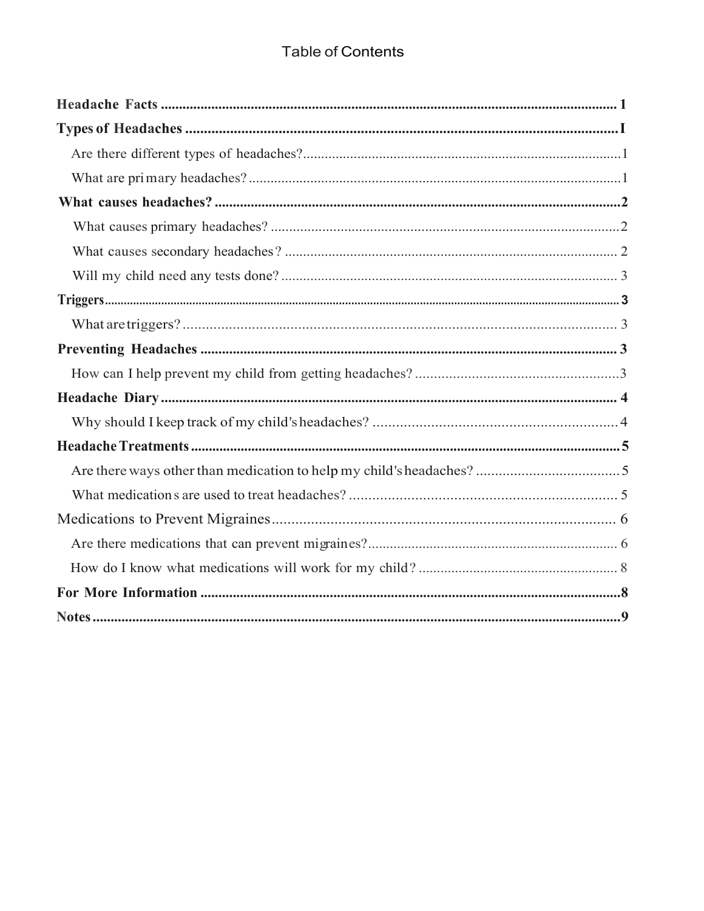# Table of Contents

**Headache Facts** .......... 1

**Types of Headaches** .......... I

- Are there different types of headaches? .......... 1
- What are primary headaches? .......... 1

**What causes headaches?** .......... 2

- What causes primary headaches? .......... 2
- What causes secondary headaches? .......... 2
- Will my child need any tests done? .......... 3

**Triggers** .......... 3

- What are triggers? .......... 3

**Preventing Headaches** .......... 3

- How can I help prevent my child from getting headaches? .......... 3

**Headache Diary** .......... 4

- Why should I keep track of my child's headaches? .......... 4

**Headache Treatments** .......... 5

- Are there ways other than medication to help my child's headaches? .......... 5
- What medications are used to treat headaches? .......... 5

Medications to Prevent Migraines .......... 6

- Are there medications that can prevent migraines? .......... 6
- How do I know what medications will work for my child? .......... 8

**For More Information** .......... 8

**Notes** .......... 9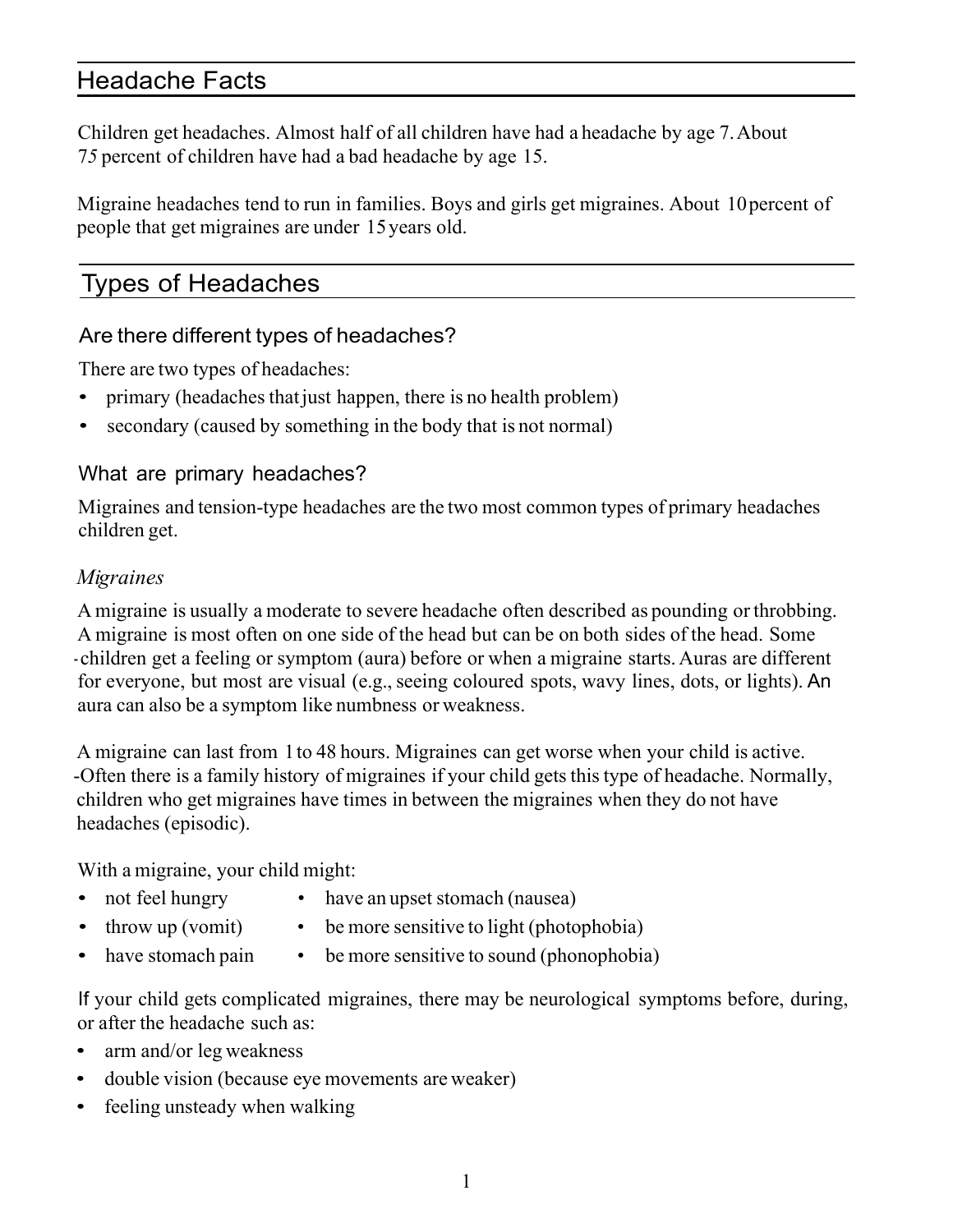## Headache Facts

Children get headaches. Almost half of all children have had a headache by age 7. About 75 percent of children have had a bad headache by age 15.

Migraine headaches tend to run in families. Boys and girls get migraines. About 10 percent of people that get migraines are under 15 years old.

## Types of Headaches

### Are there different types of headaches?

There are two types of headaches:

- primary (headaches that just happen, there is no health problem)
- secondary (caused by something in the body that is not normal)

### What are primary headaches?

Migraines and tension-type headaches are the two most common types of primary headaches children get.

*Migraines*

A migraine is usually a moderate to severe headache often described as pounding or throbbing. A migraine is most often on one side of the head but can be on both sides of the head. Some children get a feeling or symptom (aura) before or when a migraine starts. Auras are different for everyone, but most are visual (e.g., seeing coloured spots, wavy lines, dots, or lights). An aura can also be a symptom like numbness or weakness.

A migraine can last from 1 to 48 hours. Migraines can get worse when your child is active. Often there is a family history of migraines if your child gets this type of headache. Normally, children who get migraines have times in between the migraines when they do not have headaches (episodic).

With a migraine, your child might:

- not feel hungry
- throw up (vomit)
- have stomach pain
- have an upset stomach (nausea)
- be more sensitive to light (photophobia)
- be more sensitive to sound (phonophobia)

If your child gets complicated migraines, there may be neurological symptoms before, during, or after the headache such as:

- arm and/or leg weakness
- double vision (because eye movements are weaker)
- feeling unsteady when walking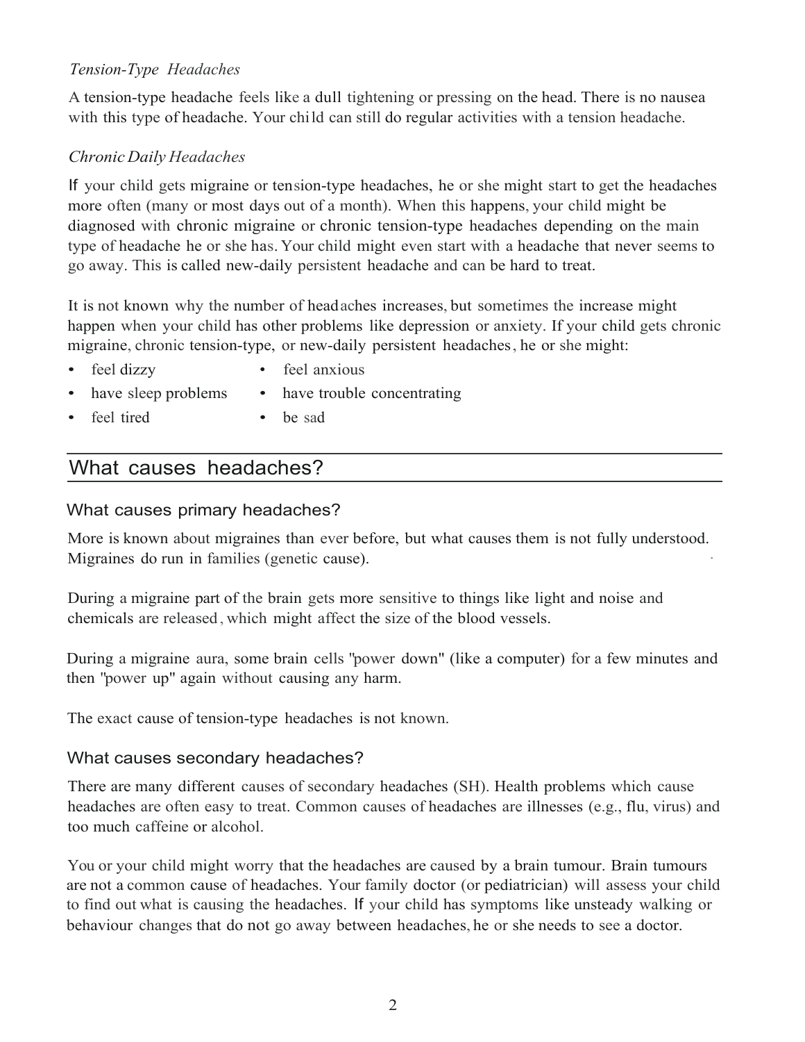*Tension-Type Headaches*

A tension-type headache feels like a dull tightening or pressing on the head. There is no nausea with this type of headache. Your child can still do regular activities with a tension headache.

*Chronic Daily Headaches*

If your child gets migraine or tension-type headaches, he or she might start to get the headaches more often (many or most days out of a month). When this happens, your child might be diagnosed with chronic migraine or chronic tension-type headaches depending on the main type of headache he or she has. Your child might even start with a headache that never seems to go away. This is called new-daily persistent headache and can be hard to treat.

It is not known why the number of headaches increases, but sometimes the increase might happen when your child has other problems like depression or anxiety. If your child gets chronic migraine, chronic tension-type, or new-daily persistent headaches, he or she might:

- feel dizzy
- have sleep problems
- feel tired
- feel anxious
- have trouble concentrating
- be sad

## What causes headaches?

### What causes primary headaches?

More is known about migraines than ever before, but what causes them is not fully understood. Migraines do run in families (genetic cause).

During a migraine part of the brain gets more sensitive to things like light and noise and chemicals are released, which might affect the size of the blood vessels.

During a migraine aura, some brain cells "power down" (like a computer) for a few minutes and then "power up" again without causing any harm.

The exact cause of tension-type headaches is not known.

### What causes secondary headaches?

There are many different causes of secondary headaches (SH). Health problems which cause headaches are often easy to treat. Common causes of headaches are illnesses (e.g., flu, virus) and too much caffeine or alcohol.

You or your child might worry that the headaches are caused by a brain tumour. Brain tumours are not a common cause of headaches. Your family doctor (or pediatrician) will assess your child to find out what is causing the headaches. If your child has symptoms like unsteady walking or behaviour changes that do not go away between headaches, he or she needs to see a doctor.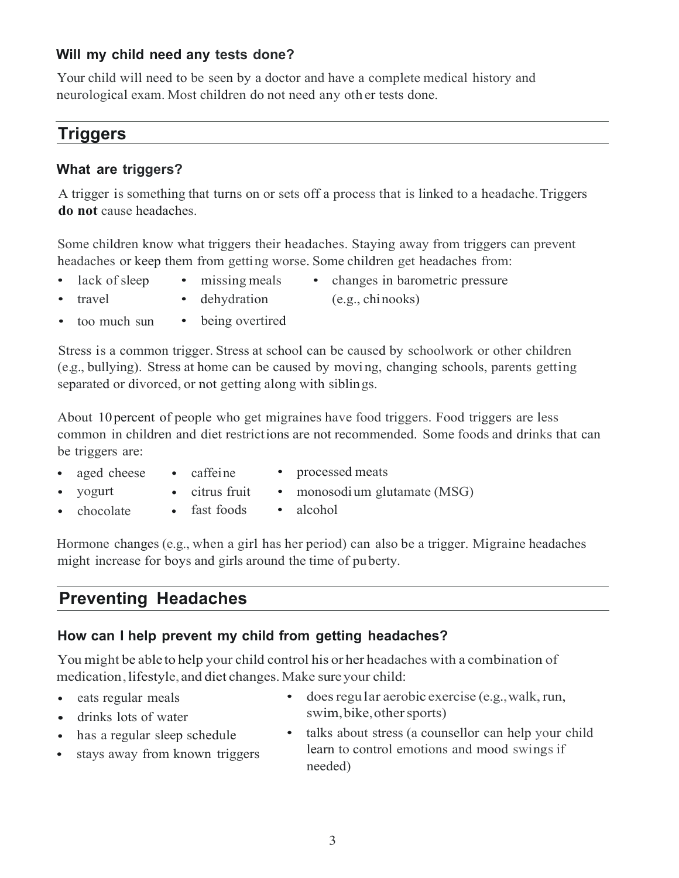### Will my child need any tests done?

Your child will need to be seen by a doctor and have a complete medical history and neurological exam. Most children do not need any other tests done.

## Triggers

### What are triggers?

A trigger is something that turns on or sets off a process that is linked to a headache. Triggers **do not** cause headaches.

Some children know what triggers their headaches. Staying away from triggers can prevent headaches or keep them from getting worse. Some children get headaches from:

- lack of sleep
- travel
- too much sun
- missing meals
- dehydration
- being overtired
- changes in barometric pressure (e.g., chinooks)

Stress is a common trigger. Stress at school can be caused by schoolwork or other children (e.g., bullying). Stress at home can be caused by moving, changing schools, parents getting separated or divorced, or not getting along with siblings.

About 10 percent of people who get migraines have food triggers. Food triggers are less common in children and diet restrictions are not recommended. Some foods and drinks that can be triggers are:

- aged cheese
- yogurt
- chocolate
- caffeine
- citrus fruit
- fast foods
- processed meats
- monosodium glutamate (MSG)
- alcohol

Hormone changes (e.g., when a girl has her period) can also be a trigger. Migraine headaches might increase for boys and girls around the time of puberty.

## Preventing Headaches

### How can I help prevent my child from getting headaches?

You might be able to help your child control his or her headaches with a combination of medication, lifestyle, and diet changes. Make sure your child:

- eats regular meals
- drinks lots of water
- has a regular sleep schedule
- stays away from known triggers
- does regular aerobic exercise (e.g., walk, run, swim, bike, other sports)
- talks about stress (a counsellor can help your child learn to control emotions and mood swings if needed)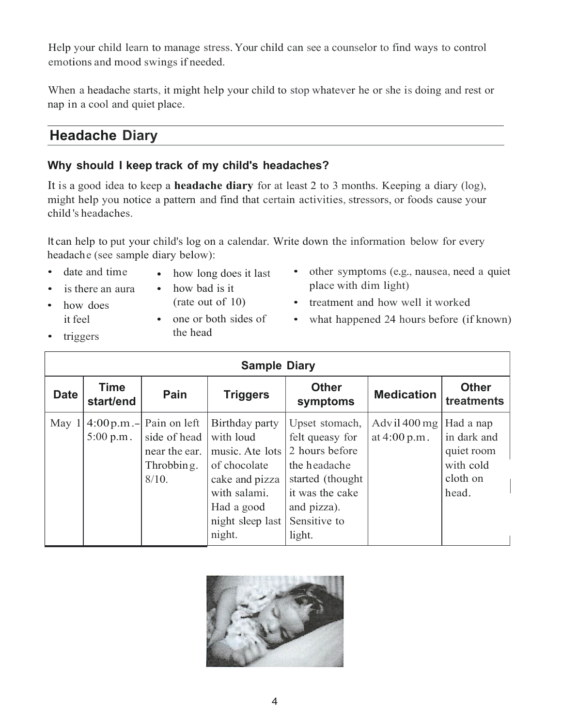Help your child learn to manage stress. Your child can see a counselor to find ways to control emotions and mood swings if needed.

When a headache starts, it might help your child to stop whatever he or she is doing and rest or nap in a cool and quiet place.

## Headache Diary

### Why should I keep track of my child's headaches?

It is a good idea to keep a **headache diary** for at least 2 to 3 months. Keeping a diary (log), might help you notice a pattern and find that certain activities, stressors, or foods cause your child's headaches.

It can help to put your child's log on a calendar. Write down the information below for every headache (see sample diary below):

- date and time
- is there an aura
- how does it feel
- triggers
- how long does it last
- how bad is it (rate out of 10)
- one or both sides of the head
- other symptoms (e.g., nausea, need a quiet place with dim light)
- treatment and how well it worked
- what happened 24 hours before (if known)

| Sample Diary | | | | | | |
|---|---|---|---|---|---|---|
| **Date** | **Time start/end** | **Pain** | **Triggers** | **Other symptoms** | **Medication** | **Other treatments** |
| May 1 | 4:00 p.m.– 5:00 p.m. | Pain on left side of head near the ear. Throbbing. 8/10. | Birthday party with loud music. Ate lots of chocolate cake and pizza with salami. Had a good night sleep last night. | Upset stomach, felt queasy for 2 hours before the headache started (thought it was the cake and pizza). Sensitive to light. | Advil 400 mg at 4:00 p.m. | Had a nap in dark and quiet room with cold cloth on head. |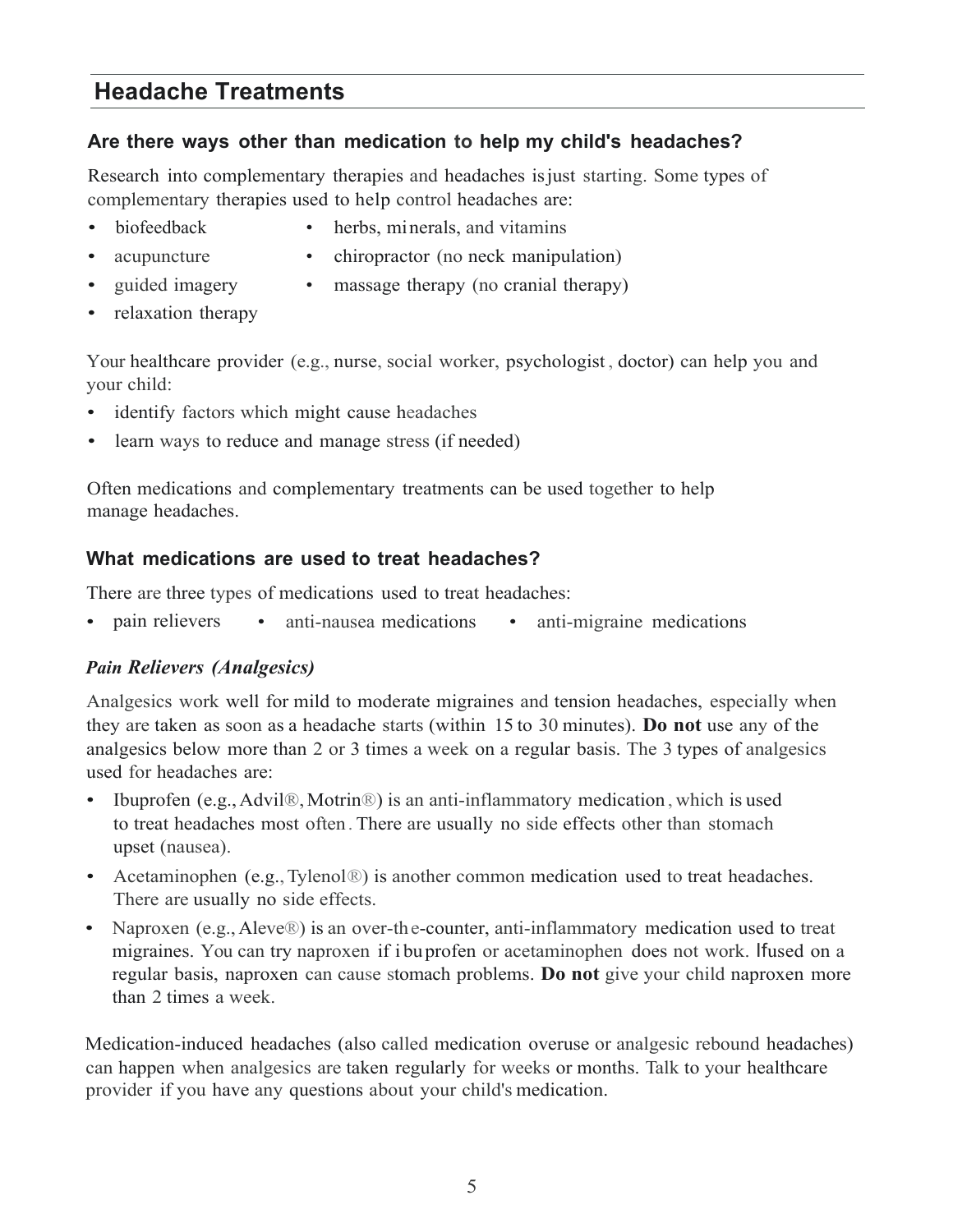## Headache Treatments

### Are there ways other than medication to help my child's headaches?

Research into complementary therapies and headaches is just starting. Some types of complementary therapies used to help control headaches are:

- biofeedback
- acupuncture
- guided imagery
- relaxation therapy
- herbs, minerals, and vitamins
- chiropractor (no neck manipulation)
- massage therapy (no cranial therapy)

Your healthcare provider (e.g., nurse, social worker, psychologist, doctor) can help you and your child:

- identify factors which might cause headaches
- learn ways to reduce and manage stress (if needed)

Often medications and complementary treatments can be used together to help manage headaches.

### What medications are used to treat headaches?

There are three types of medications used to treat headaches:

- pain relievers
- anti-nausea medications
- anti-migraine medications

#### *Pain Relievers (Analgesics)*

Analgesics work well for mild to moderate migraines and tension headaches, especially when they are taken as soon as a headache starts (within 15 to 30 minutes). **Do not** use any of the analgesics below more than 2 or 3 times a week on a regular basis. The 3 types of analgesics used for headaches are:

- Ibuprofen (e.g., Advil®, Motrin®) is an anti-inflammatory medication, which is used to treat headaches most often. There are usually no side effects other than stomach upset (nausea).
- Acetaminophen (e.g., Tylenol®) is another common medication used to treat headaches. There are usually no side effects.
- Naproxen (e.g., Aleve®) is an over-the-counter, anti-inflammatory medication used to treat migraines. You can try naproxen if ibuprofen or acetaminophen does not work. If used on a regular basis, naproxen can cause stomach problems. **Do not** give your child naproxen more than 2 times a week.

Medication-induced headaches (also called medication overuse or analgesic rebound headaches) can happen when analgesics are taken regularly for weeks or months. Talk to your healthcare provider if you have any questions about your child's medication.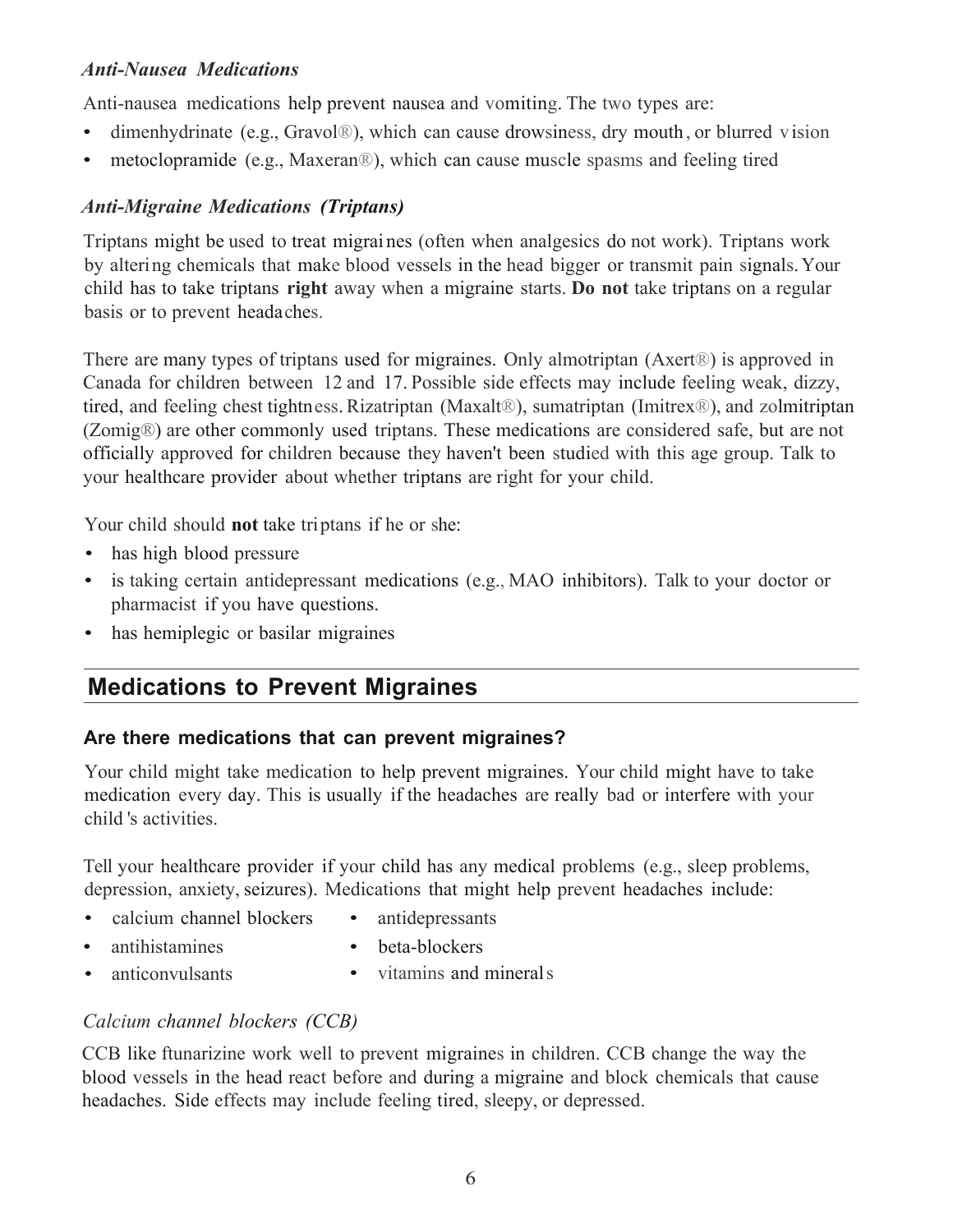*Anti-Nausea Medications*

Anti-nausea medications help prevent nausea and vomiting. The two types are:

- dimenhydrinate (e.g., Gravol®), which can cause drowsiness, dry mouth, or blurred vision
- metoclopramide (e.g., Maxeran®), which can cause muscle spasms and feeling tired

*Anti-Migraine Medications (Triptans)*

Triptans might be used to treat migraines (often when analgesics do not work). Triptans work by altering chemicals that make blood vessels in the head bigger or transmit pain signals. Your child has to take triptans **right** away when a migraine starts. **Do not** take triptans on a regular basis or to prevent headaches.

There are many types of triptans used for migraines. Only almotriptan (Axert®) is approved in Canada for children between 12 and 17. Possible side effects may include feeling weak, dizzy, tired, and feeling chest tightness. Rizatriptan (Maxalt®), sumatriptan (Imitrex®), and zolmitriptan (Zomig®) are other commonly used triptans. These medications are considered safe, but are not officially approved for children because they haven't been studied with this age group. Talk to your healthcare provider about whether triptans are right for your child.

Your child should **not** take triptans if he or she:

- has high blood pressure
- is taking certain antidepressant medications (e.g., MAO inhibitors). Talk to your doctor or pharmacist if you have questions.
- has hemiplegic or basilar migraines

## Medications to Prevent Migraines

### Are there medications that can prevent migraines?

Your child might take medication to help prevent migraines. Your child might have to take medication every day. This is usually if the headaches are really bad or interfere with your child's activities.

Tell your healthcare provider if your child has any medical problems (e.g., sleep problems, depression, anxiety, seizures). Medications that might help prevent headaches include:

- calcium channel blockers
- antihistamines
- anticonvulsants
- antidepressants
- beta-blockers
- vitamins and minerals

*Calcium channel blockers (CCB)*

CCB like flunarizine work well to prevent migraines in children. CCB change the way the blood vessels in the head react before and during a migraine and block chemicals that cause headaches. Side effects may include feeling tired, sleepy, or depressed.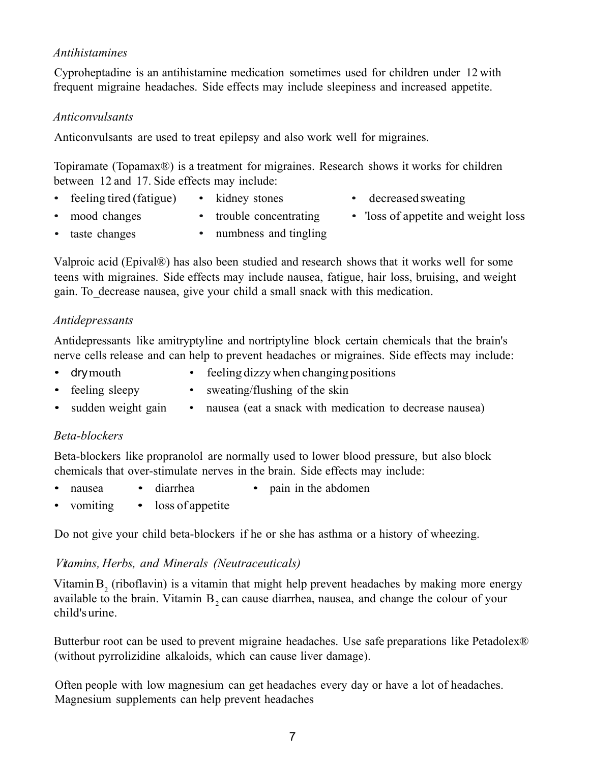*Antihistamines*

Cyproheptadine is an antihistamine medication sometimes used for children under 12 with frequent migraine headaches. Side effects may include sleepiness and increased appetite.

*Anticonvulsants*

Anticonvulsants are used to treat epilepsy and also work well for migraines.

Topiramate (Topamax®) is a treatment for migraines. Research shows it works for children between 12 and 17. Side effects may include:

- feeling tired (fatigue)
- mood changes
- taste changes
- kidney stones
- trouble concentrating
- numbness and tingling
- decreased sweating
- 'loss of appetite and weight loss

Valproic acid (Epival®) has also been studied and research shows that it works well for some teens with migraines. Side effects may include nausea, fatigue, hair loss, bruising, and weight gain. To_decrease nausea, give your child a small snack with this medication.

*Antidepressants*

Antidepressants like amitryptyline and nortriptyline block certain chemicals that the brain's nerve cells release and can help to prevent headaches or migraines. Side effects may include:

- dry mouth
- feeling sleepy
- sudden weight gain
- feeling dizzy when changing positions
- sweating/flushing of the skin
- nausea (eat a snack with medication to decrease nausea)

*Beta-blockers*

Beta-blockers like propranolol are normally used to lower blood pressure, but also block chemicals that over-stimulate nerves in the brain. Side effects may include:

- nausea
- vomiting
- diarrhea
- loss of appetite
- pain in the abdomen

Do not give your child beta-blockers if he or she has asthma or a history of wheezing.

*Vitamins, Herbs, and Minerals (Neutraceuticals)*

Vitamin $B_2$ (riboflavin) is a vitamin that might help prevent headaches by making more energy available to the brain. Vitamin $B_2$ can cause diarrhea, nausea, and change the colour of your child's urine.

Butterbur root can be used to prevent migraine headaches. Use safe preparations like Petadolex® (without pyrrolizidine alkaloids, which can cause liver damage).

Often people with low magnesium can get headaches every day or have a lot of headaches. Magnesium supplements can help prevent headaches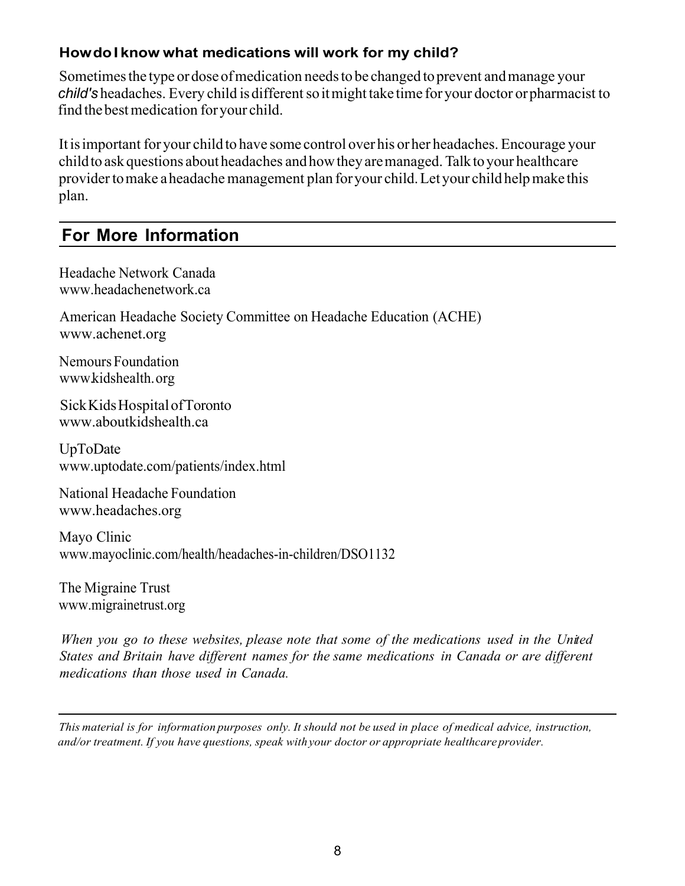### How do I know what medications will work for my child?

Sometimes the type or dose of medication needs to be changed to prevent and manage your *child's* headaches. Every child is different so it might take time for your doctor or pharmacist to find the best medication for your child.

It is important for your child to have some control over his or her headaches. Encourage your child to ask questions about headaches and how they are managed. Talk to your healthcare provider to make a headache management plan for your child. Let your child help make this plan.

## For More Information

Headache Network Canada
www.headachenetwork.ca

American Headache Society Committee on Headache Education (ACHE)
www.achenet.org

Nemours Foundation
wwwkidshealth.org

SickKids Hospital of Toronto
www.aboutkidshealth.ca

UpToDate
www.uptodate.com/patients/index.html

National Headache Foundation
www.headaches.org

Mayo Clinic
www.mayoclinic.com/health/headaches-in-children/DSO1132

The Migraine Trust
www.migrainetrust.org

*When you go to these websites, please note that some of the medications used in the United States and Britain have different names for the same medications in Canada or are different medications than those used in Canada.*

---

*This material is for information purposes only. It should not be used in place of medical advice, instruction, and/or treatment. If you have questions, speak with your doctor or appropriate healthcare provider.*